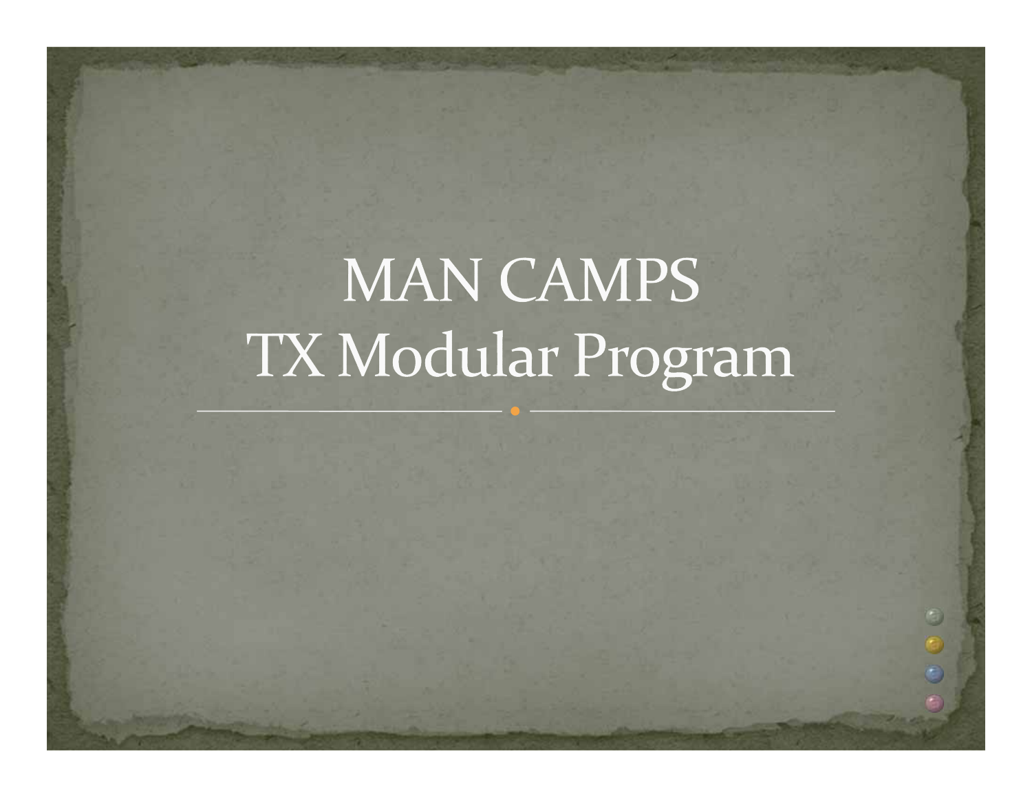# MAN CAMPS
# TX Modular Program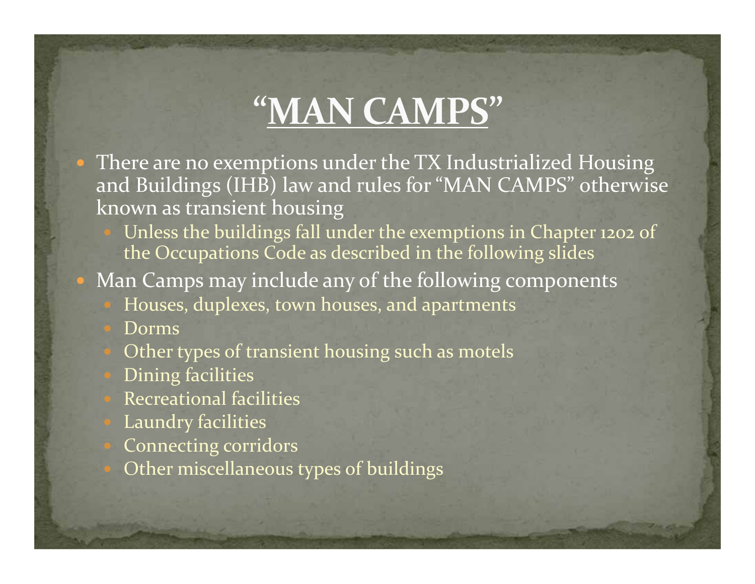# "MAN CAMPS"

- There are no exemptions under the TX Industrialized Housing and Buildings (IHB) law and rules for "MAN CAMPS" otherwise known as transient housing
  - Unless the buildings fall under the exemptions in Chapter 1202 of the Occupations Code as described in the following slides
- Man Camps may include any of the following components
  - Houses, duplexes, town houses, and apartments
  - Dorms
  - Other types of transient housing such as motels
  - Dining facilities
  - Recreational facilities
  - Laundry facilities
  - Connecting corridors
  - Other miscellaneous types of buildings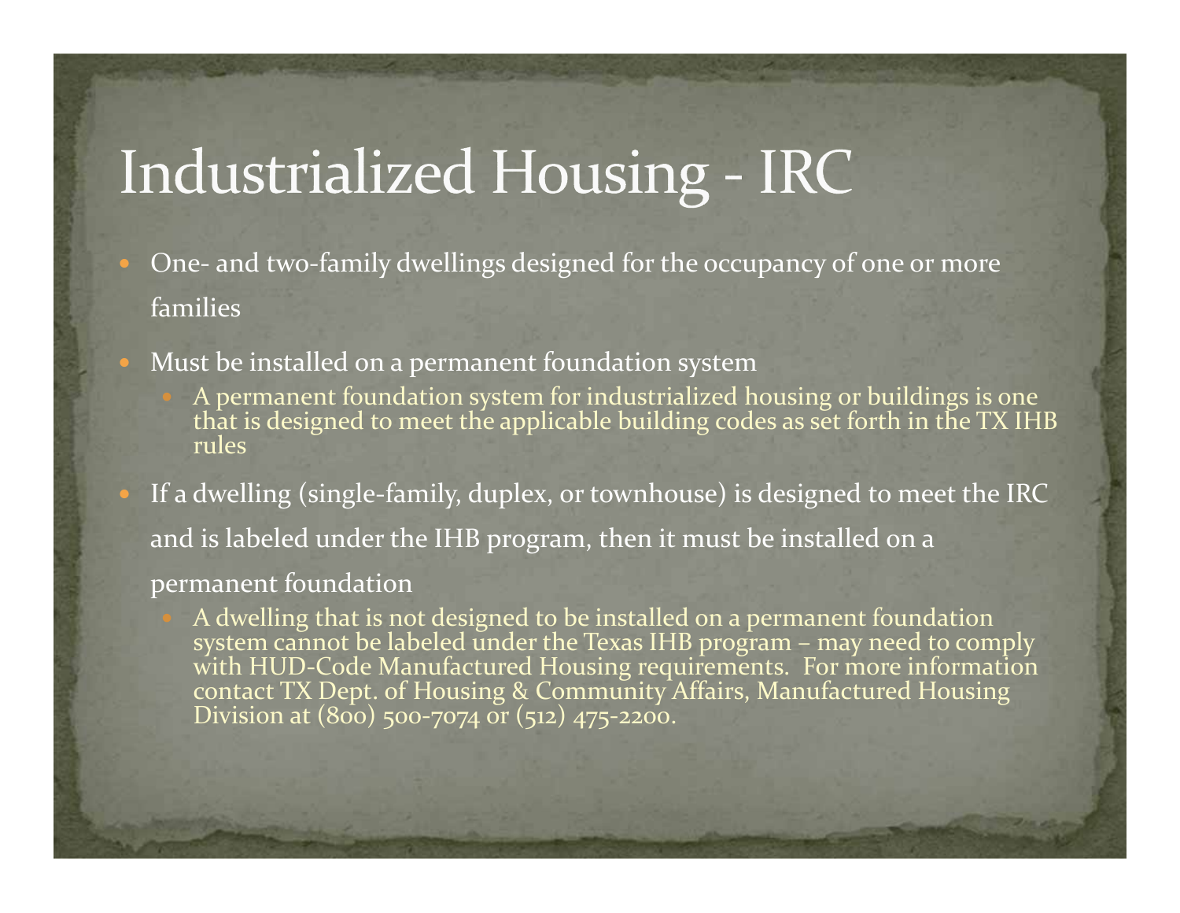# Industrialized Housing - IRC

- One- and two-family dwellings designed for the occupancy of one or more families
- Must be installed on a permanent foundation system
  - A permanent foundation system for industrialized housing or buildings is one that is designed to meet the applicable building codes as set forth in the TX IHB rules
- If a dwelling (single-family, duplex, or townhouse) is designed to meet the IRC and is labeled under the IHB program, then it must be installed on a permanent foundation
  - A dwelling that is not designed to be installed on a permanent foundation system cannot be labeled under the Texas IHB program – may need to comply with HUD-Code Manufactured Housing requirements. For more information contact TX Dept. of Housing & Community Affairs, Manufactured Housing Division at (800) 500-7074 or (512) 475-2200.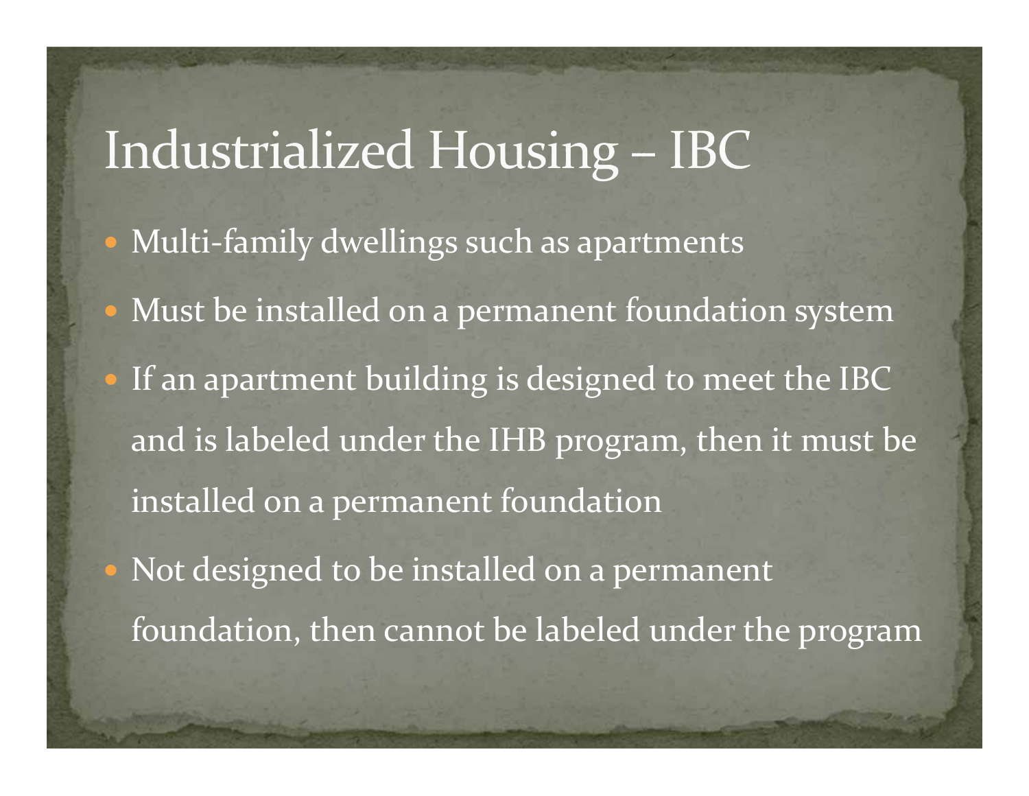# Industrialized Housing – IBC

- Multi-family dwellings such as apartments
- Must be installed on a permanent foundation system
- If an apartment building is designed to meet the IBC and is labeled under the IHB program, then it must be installed on a permanent foundation
- Not designed to be installed on a permanent foundation, then cannot be labeled under the program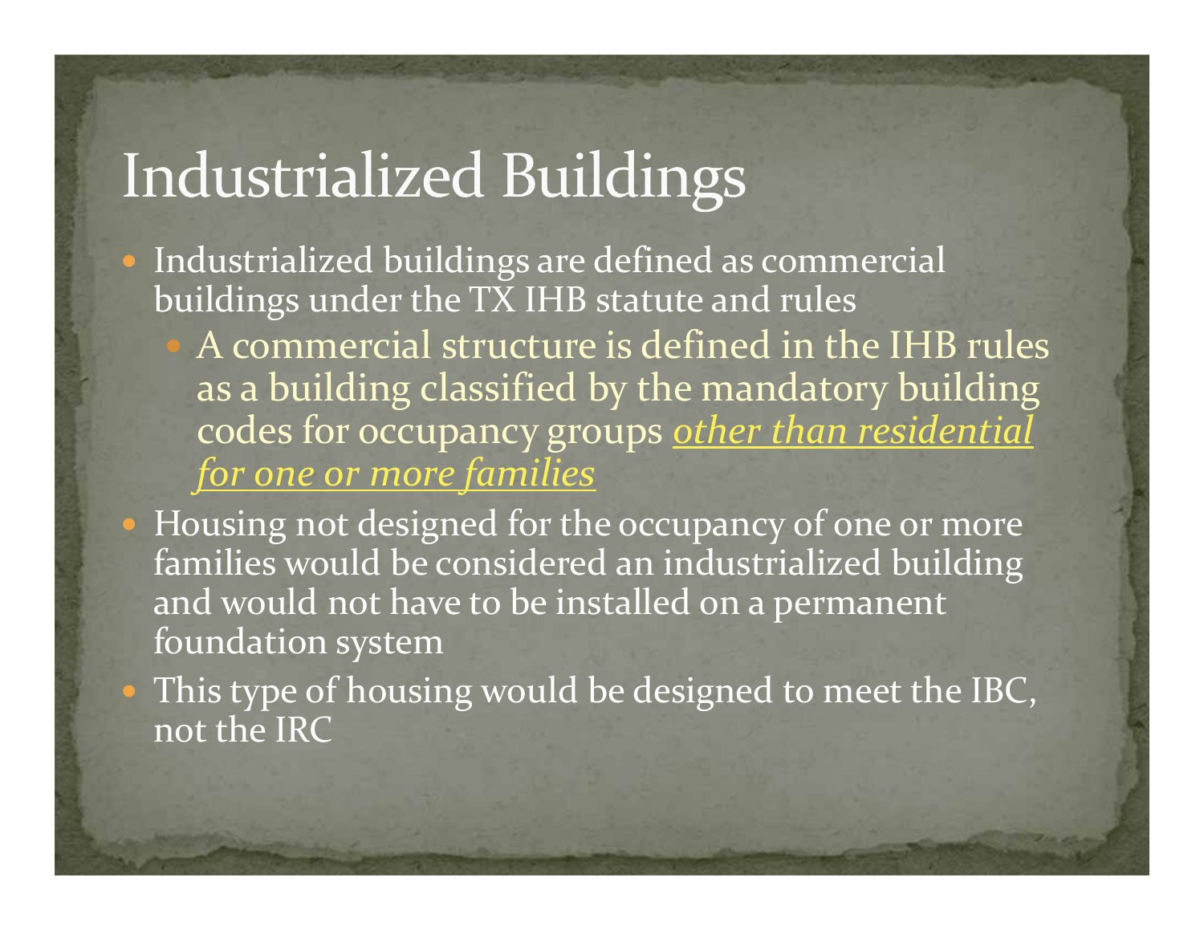# Industrialized Buildings

- Industrialized buildings are defined as commercial buildings under the TX IHB statute and rules
  - A commercial structure is defined in the IHB rules as a building classified by the mandatory building codes for occupancy groups <u>*other than residential for one or more families*</u>
- Housing not designed for the occupancy of one or more families would be considered an industrialized building and would not have to be installed on a permanent foundation system
- This type of housing would be designed to meet the IBC, not the IRC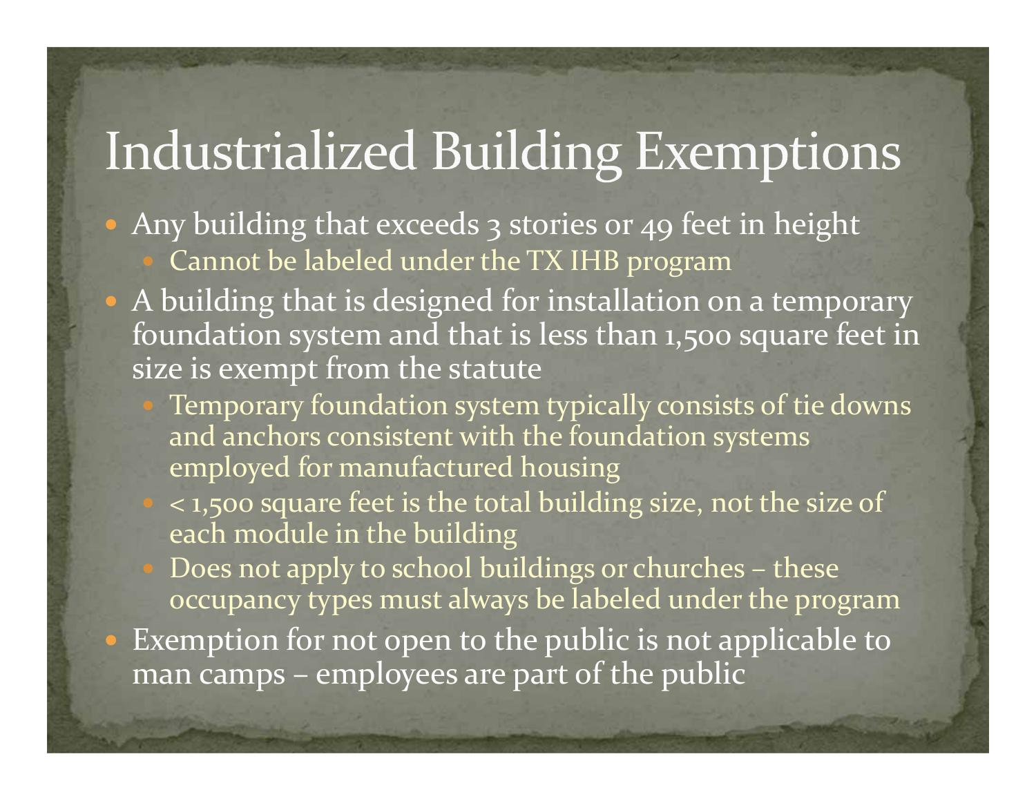# Industrialized Building Exemptions

- Any building that exceeds 3 stories or 49 feet in height
  - Cannot be labeled under the TX IHB program
- A building that is designed for installation on a temporary foundation system and that is less than 1,500 square feet in size is exempt from the statute
  - Temporary foundation system typically consists of tie downs and anchors consistent with the foundation systems employed for manufactured housing
  - < 1,500 square feet is the total building size, not the size of each module in the building
  - Does not apply to school buildings or churches – these occupancy types must always be labeled under the program
- Exemption for not open to the public is not applicable to man camps – employees are part of the public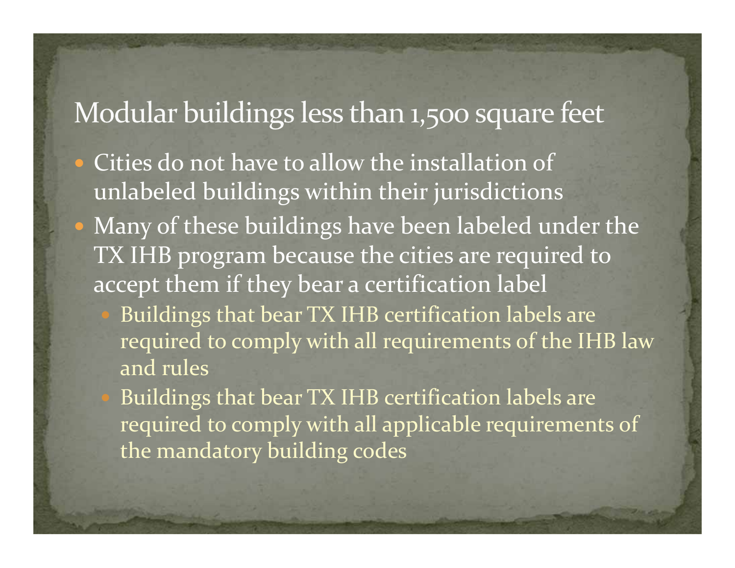## Modular buildings less than 1,500 square feet

- Cities do not have to allow the installation of unlabeled buildings within their jurisdictions
- Many of these buildings have been labeled under the TX IHB program because the cities are required to accept them if they bear a certification label
  - Buildings that bear TX IHB certification labels are required to comply with all requirements of the IHB law and rules
  - Buildings that bear TX IHB certification labels are required to comply with all applicable requirements of the mandatory building codes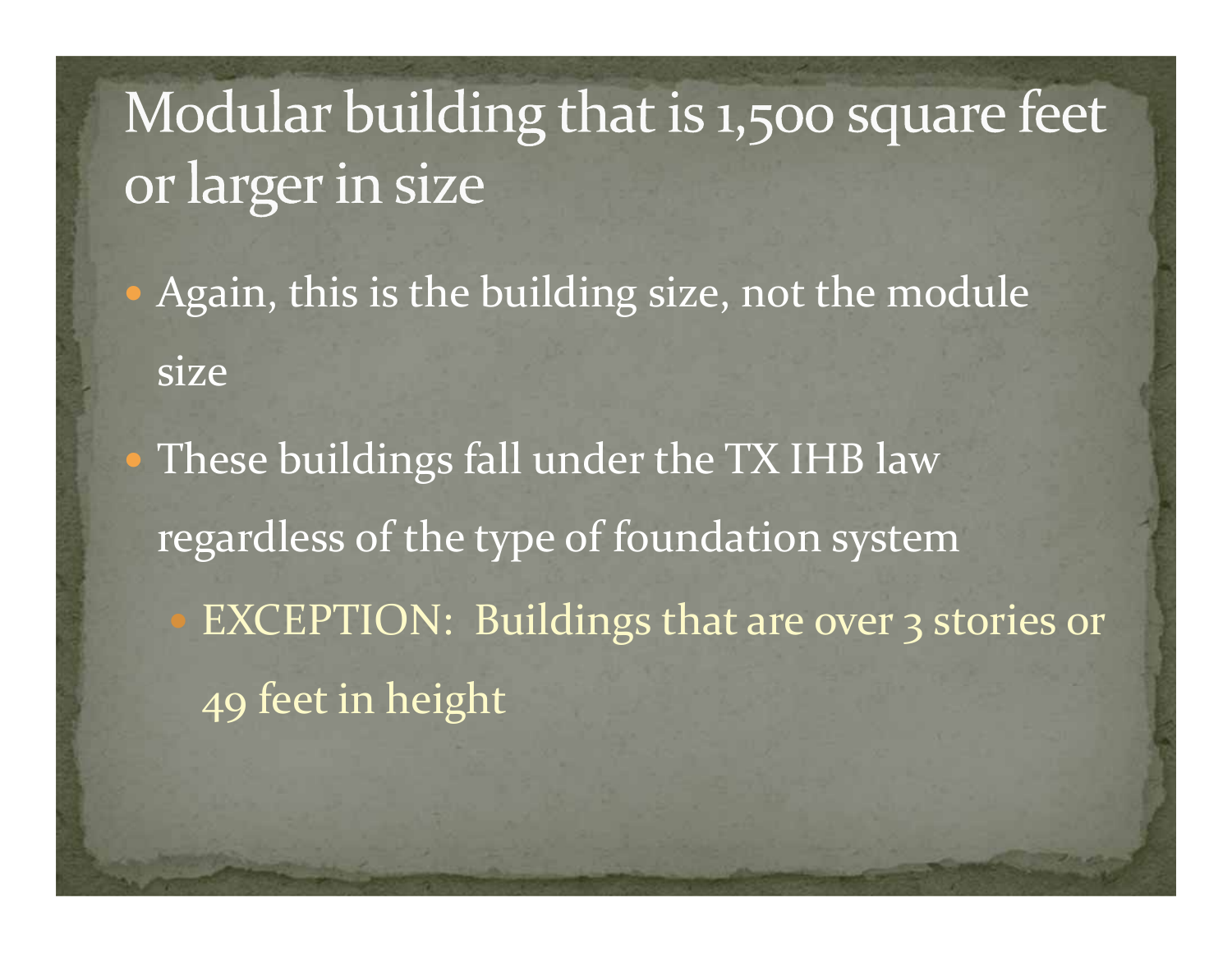# Modular building that is 1,500 square feet or larger in size

- Again, this is the building size, not the module size
- These buildings fall under the TX IHB law regardless of the type of foundation system
  - EXCEPTION: Buildings that are over 3 stories or 49 feet in height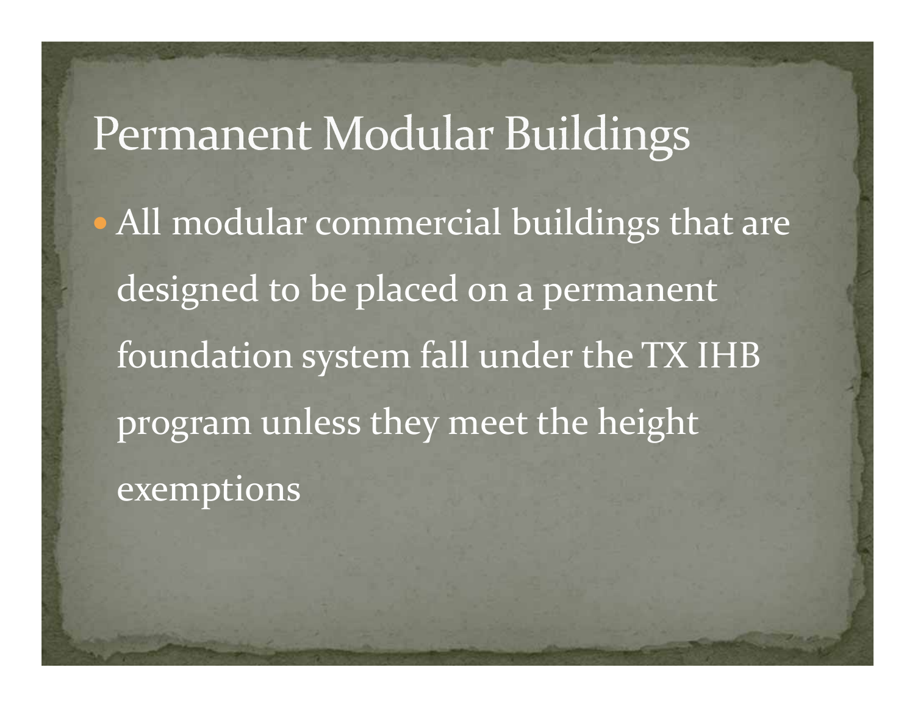# Permanent Modular Buildings

- All modular commercial buildings that are designed to be placed on a permanent foundation system fall under the TX IHB program unless they meet the height exemptions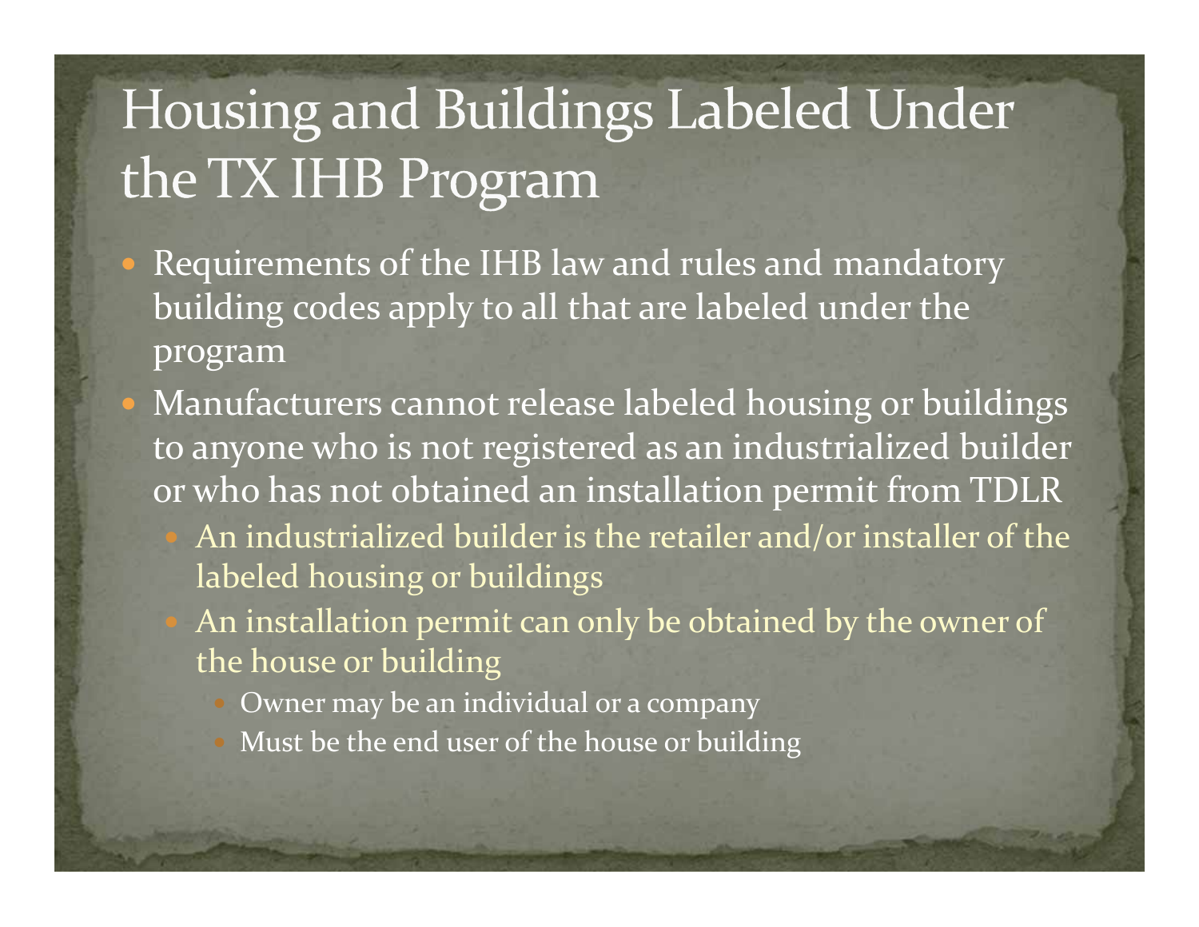# Housing and Buildings Labeled Under the TX IHB Program

- Requirements of the IHB law and rules and mandatory building codes apply to all that are labeled under the program
- Manufacturers cannot release labeled housing or buildings to anyone who is not registered as an industrialized builder or who has not obtained an installation permit from TDLR
  - An industrialized builder is the retailer and/or installer of the labeled housing or buildings
  - An installation permit can only be obtained by the owner of the house or building
    - Owner may be an individual or a company
    - Must be the end user of the house or building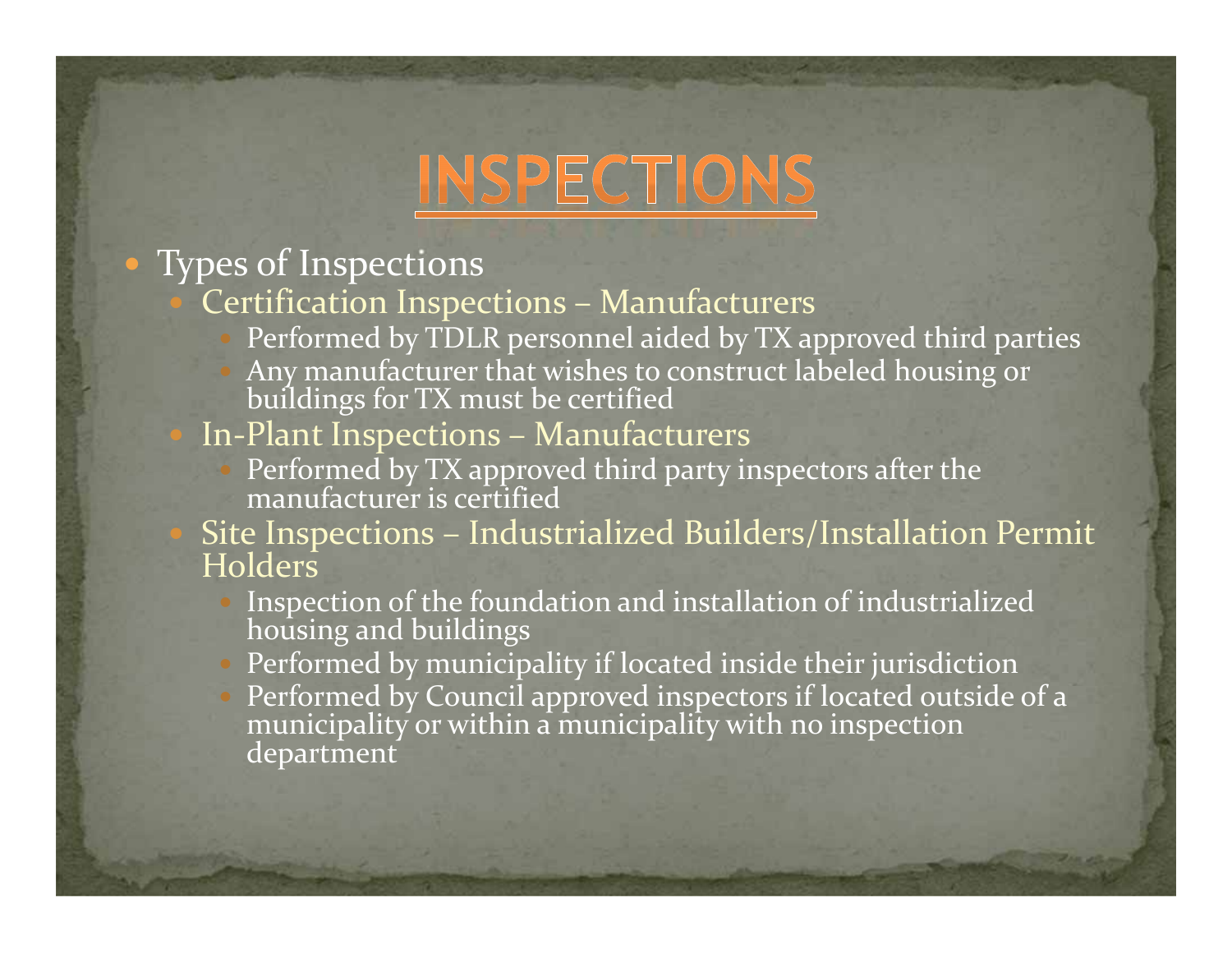# INSPECTIONS

- Types of Inspections
  - Certification Inspections – Manufacturers
    - Performed by TDLR personnel aided by TX approved third parties
    - Any manufacturer that wishes to construct labeled housing or buildings for TX must be certified
  - In-Plant Inspections – Manufacturers
    - Performed by TX approved third party inspectors after the manufacturer is certified
  - Site Inspections – Industrialized Builders/Installation Permit Holders
    - Inspection of the foundation and installation of industrialized housing and buildings
    - Performed by municipality if located inside their jurisdiction
    - Performed by Council approved inspectors if located outside of a municipality or within a municipality with no inspection department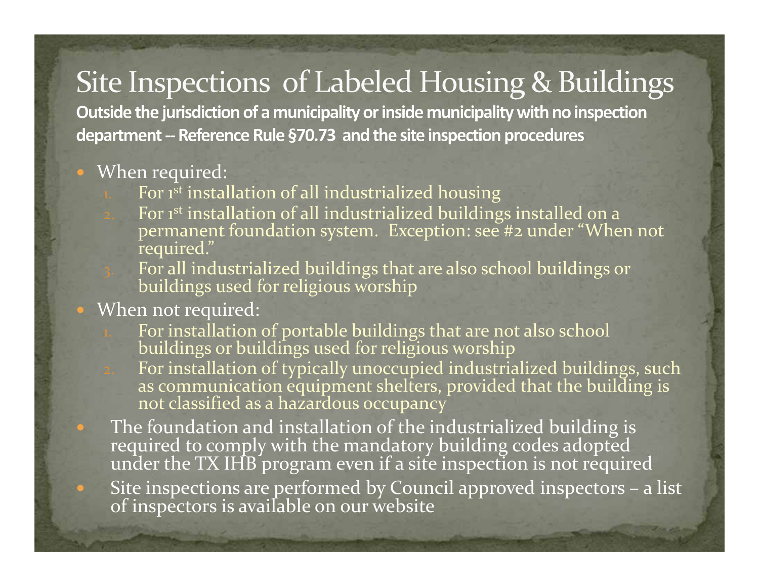# Site Inspections of Labeled Housing & Buildings

**Outside the jurisdiction of a municipality or inside municipality with no inspection department -- Reference Rule §70.73 and the site inspection procedures**

- When required:
  1. For 1st installation of all industrialized housing
  2. For 1st installation of all industrialized buildings installed on a permanent foundation system. Exception: see #2 under "When not required."
  3. For all industrialized buildings that are also school buildings or buildings used for religious worship
- When not required:
  1. For installation of portable buildings that are not also school buildings or buildings used for religious worship
  2. For installation of typically unoccupied industrialized buildings, such as communication equipment shelters, provided that the building is not classified as a hazardous occupancy
- The foundation and installation of the industrialized building is required to comply with the mandatory building codes adopted under the TX IHB program even if a site inspection is not required
- Site inspections are performed by Council approved inspectors – a list of inspectors is available on our website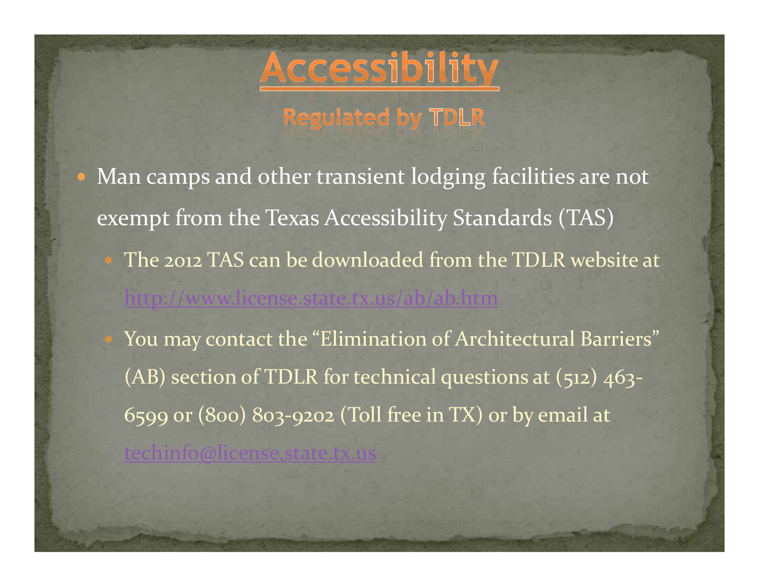# Accessibility

## Regulated by TDLR

- Man camps and other transient lodging facilities are not exempt from the Texas Accessibility Standards (TAS)
  - The 2012 TAS can be downloaded from the TDLR website at http://www.license.state.tx.us/ab/ab.htm
  - You may contact the "Elimination of Architectural Barriers" (AB) section of TDLR for technical questions at (512) 463-6599 or (800) 803-9202 (Toll free in TX) or by email at techinfo@license.state.tx.us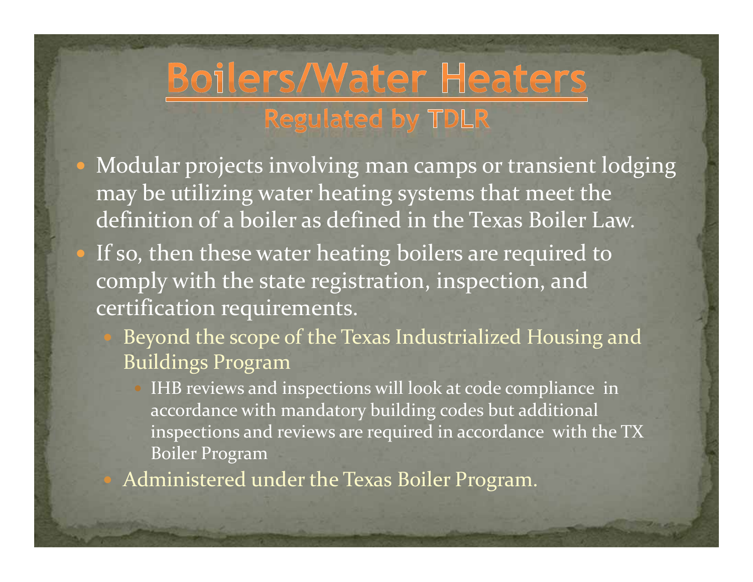# Boilers/Water Heaters

## Regulated by TDLR

- Modular projects involving man camps or transient lodging may be utilizing water heating systems that meet the definition of a boiler as defined in the Texas Boiler Law.
- If so, then these water heating boilers are required to comply with the state registration, inspection, and certification requirements.
  - Beyond the scope of the Texas Industrialized Housing and Buildings Program
    - IHB reviews and inspections will look at code compliance in accordance with mandatory building codes but additional inspections and reviews are required in accordance with the TX Boiler Program
  - Administered under the Texas Boiler Program.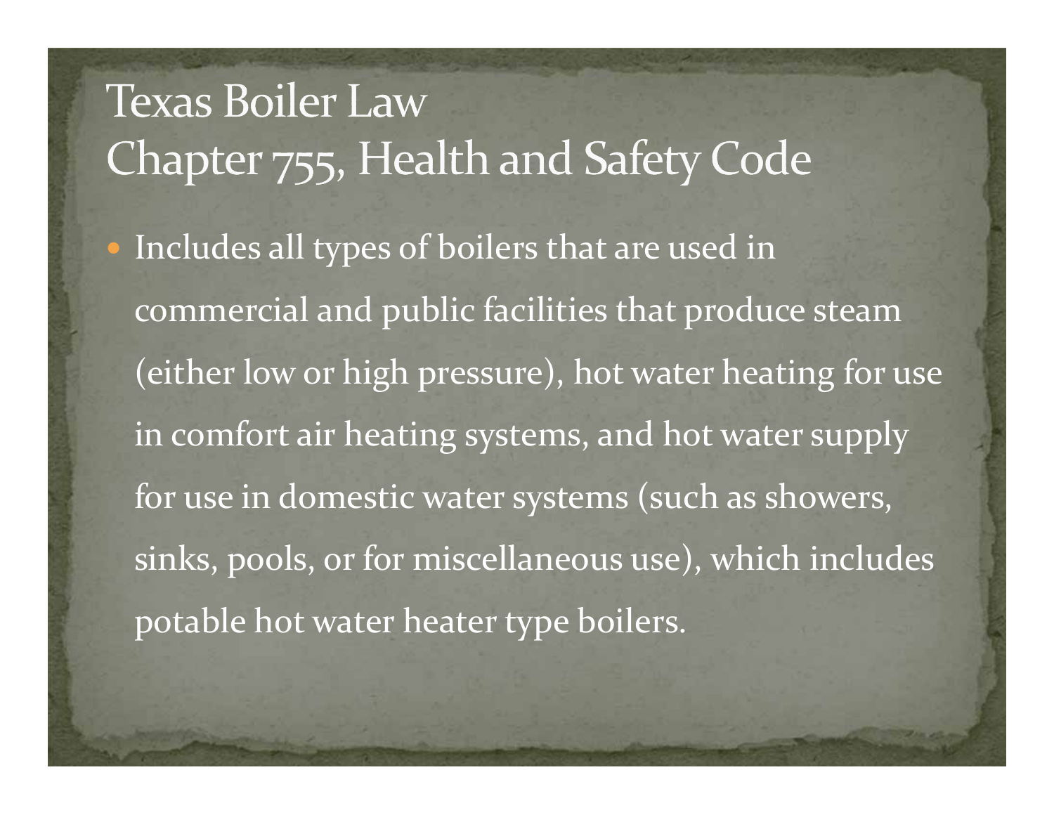# Texas Boiler Law
# Chapter 755, Health and Safety Code

- Includes all types of boilers that are used in commercial and public facilities that produce steam (either low or high pressure), hot water heating for use in comfort air heating systems, and hot water supply for use in domestic water systems (such as showers, sinks, pools, or for miscellaneous use), which includes potable hot water heater type boilers.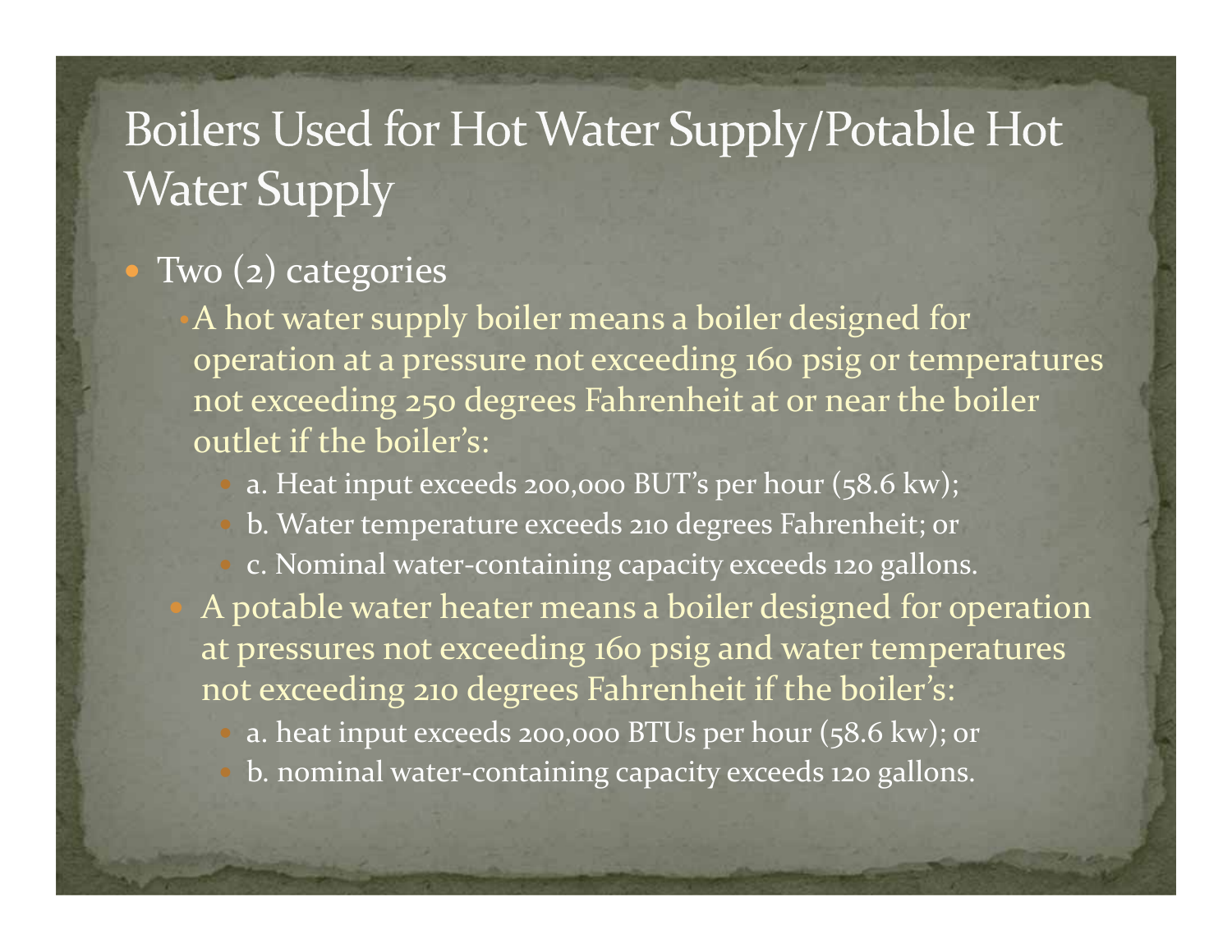# Boilers Used for Hot Water Supply/Potable Hot Water Supply

- Two (2) categories
  - A hot water supply boiler means a boiler designed for operation at a pressure not exceeding 160 psig or temperatures not exceeding 250 degrees Fahrenheit at or near the boiler outlet if the boiler's:
    - a. Heat input exceeds 200,000 BUT's per hour (58.6 kw);
    - b. Water temperature exceeds 210 degrees Fahrenheit; or
    - c. Nominal water-containing capacity exceeds 120 gallons.
  - A potable water heater means a boiler designed for operation at pressures not exceeding 160 psig and water temperatures not exceeding 210 degrees Fahrenheit if the boiler's:
    - a. heat input exceeds 200,000 BTUs per hour (58.6 kw); or
    - b. nominal water-containing capacity exceeds 120 gallons.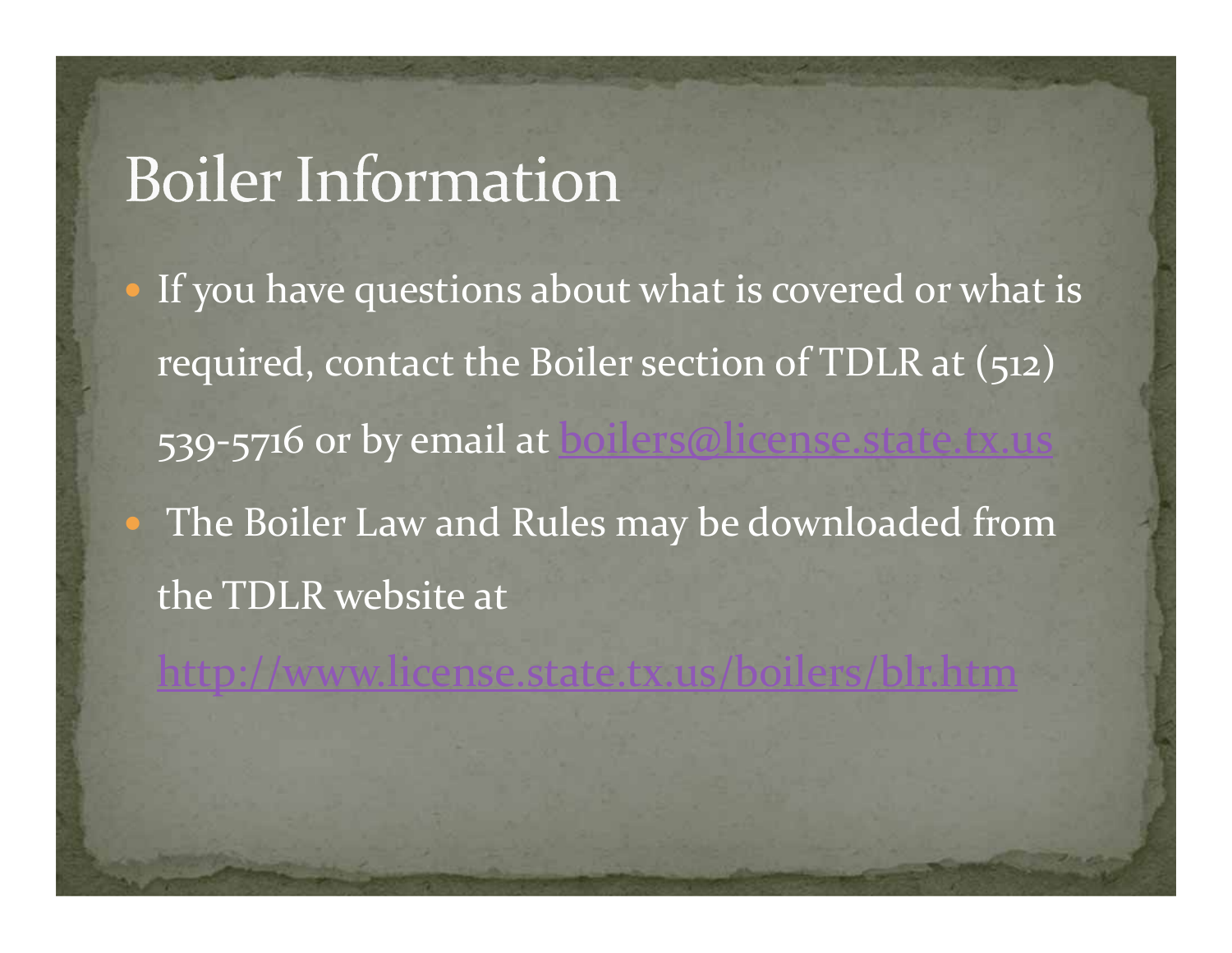# Boiler Information

- If you have questions about what is covered or what is required, contact the Boiler section of TDLR at (512) 539-5716 or by email at boilers@license.state.tx.us
- The Boiler Law and Rules may be downloaded from the TDLR website at http://www.license.state.tx.us/boilers/blr.htm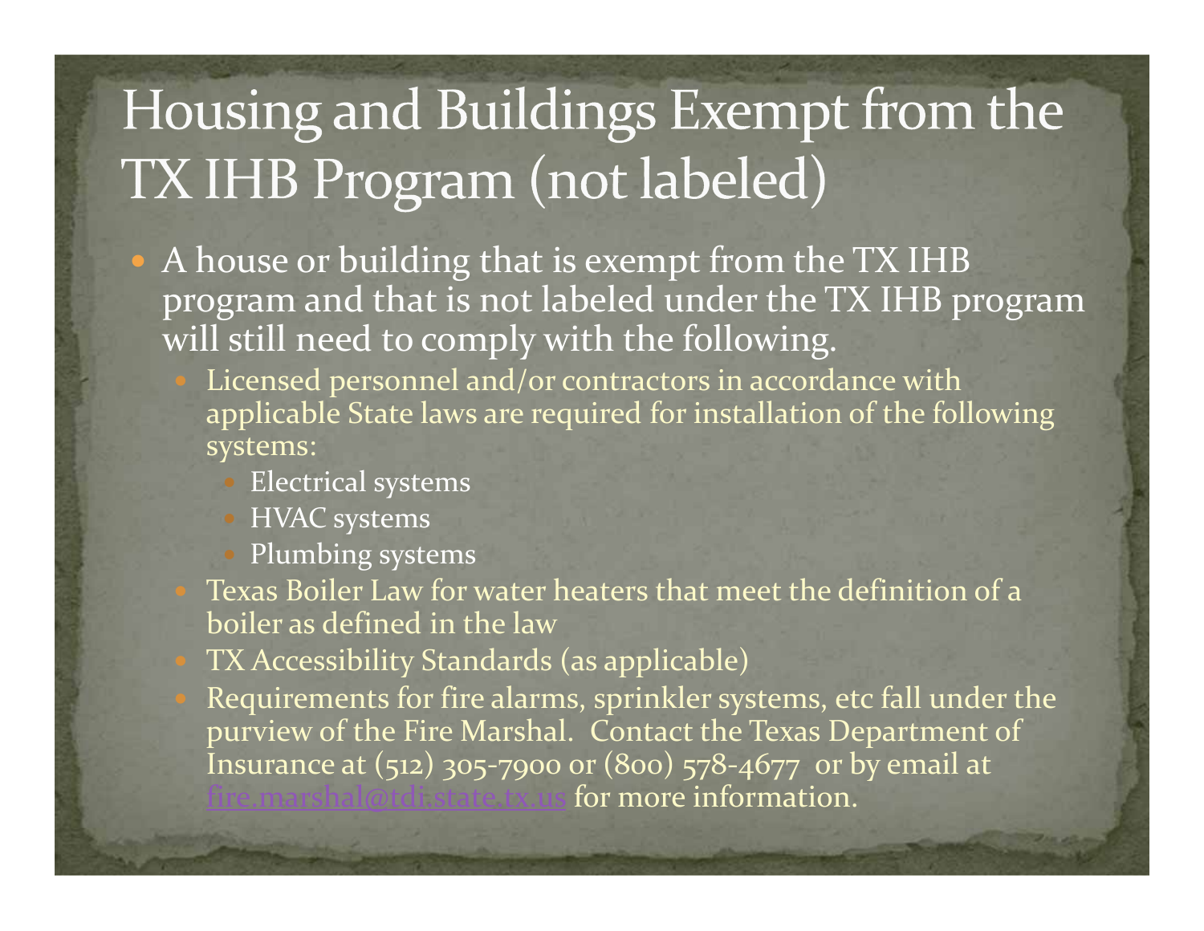# Housing and Buildings Exempt from the TX IHB Program (not labeled)

- A house or building that is exempt from the TX IHB program and that is not labeled under the TX IHB program will still need to comply with the following.
  - Licensed personnel and/or contractors in accordance with applicable State laws are required for installation of the following systems:
    - Electrical systems
    - HVAC systems
    - Plumbing systems
  - Texas Boiler Law for water heaters that meet the definition of a boiler as defined in the law
  - TX Accessibility Standards (as applicable)
  - Requirements for fire alarms, sprinkler systems, etc fall under the purview of the Fire Marshal. Contact the Texas Department of Insurance at (512) 305-7900 or (800) 578-4677 or by email at fire.marshal@tdi.state.tx.us for more information.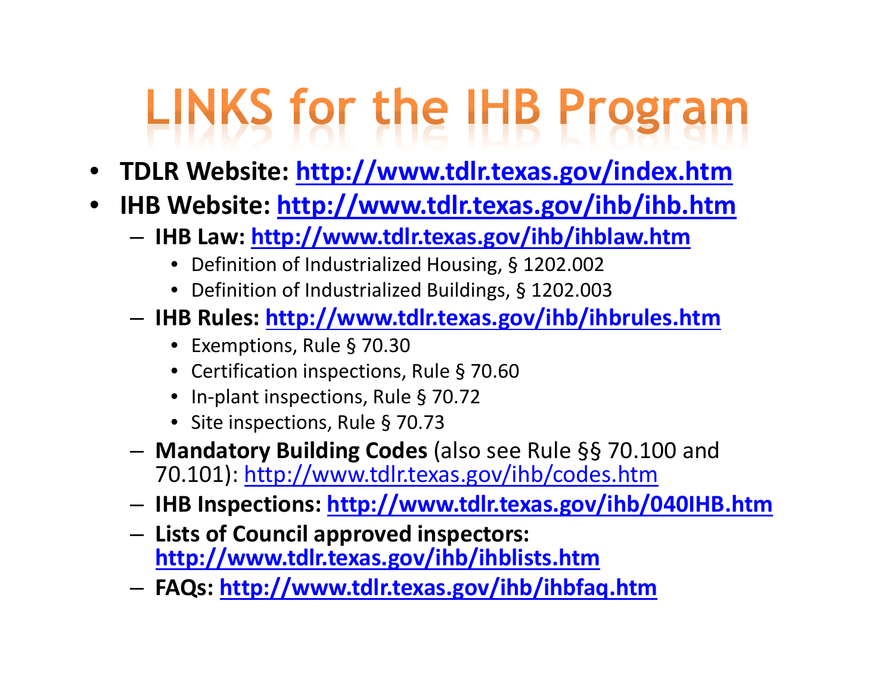# LINKS for the IHB Program

- **TDLR Website: [http://www.tdlr.texas.gov/index.htm](http://www.tdlr.texas.gov/index.htm)**
- **IHB Website: [http://www.tdlr.texas.gov/ihb/ihb.htm](http://www.tdlr.texas.gov/ihb/ihb.htm)**
  - **IHB Law: [http://www.tdlr.texas.gov/ihb/ihblaw.htm](http://www.tdlr.texas.gov/ihb/ihblaw.htm)**
    - Definition of Industrialized Housing, § 1202.002
    - Definition of Industrialized Buildings, § 1202.003
  - **IHB Rules: [http://www.tdlr.texas.gov/ihb/ihbrules.htm](http://www.tdlr.texas.gov/ihb/ihbrules.htm)**
    - Exemptions, Rule § 70.30
    - Certification inspections, Rule § 70.60
    - In-plant inspections, Rule § 70.72
    - Site inspections, Rule § 70.73
  - **Mandatory Building Codes** (also see Rule §§ 70.100 and 70.101): [http://www.tdlr.texas.gov/ihb/codes.htm](http://www.tdlr.texas.gov/ihb/codes.htm)
  - **IHB Inspections: [http://www.tdlr.texas.gov/ihb/040IHB.htm](http://www.tdlr.texas.gov/ihb/040IHB.htm)**
  - **Lists of Council approved inspectors: [http://www.tdlr.texas.gov/ihb/ihblists.htm](http://www.tdlr.texas.gov/ihb/ihblists.htm)**
  - **FAQs: [http://www.tdlr.texas.gov/ihb/ihbfaq.htm](http://www.tdlr.texas.gov/ihb/ihbfaq.htm)**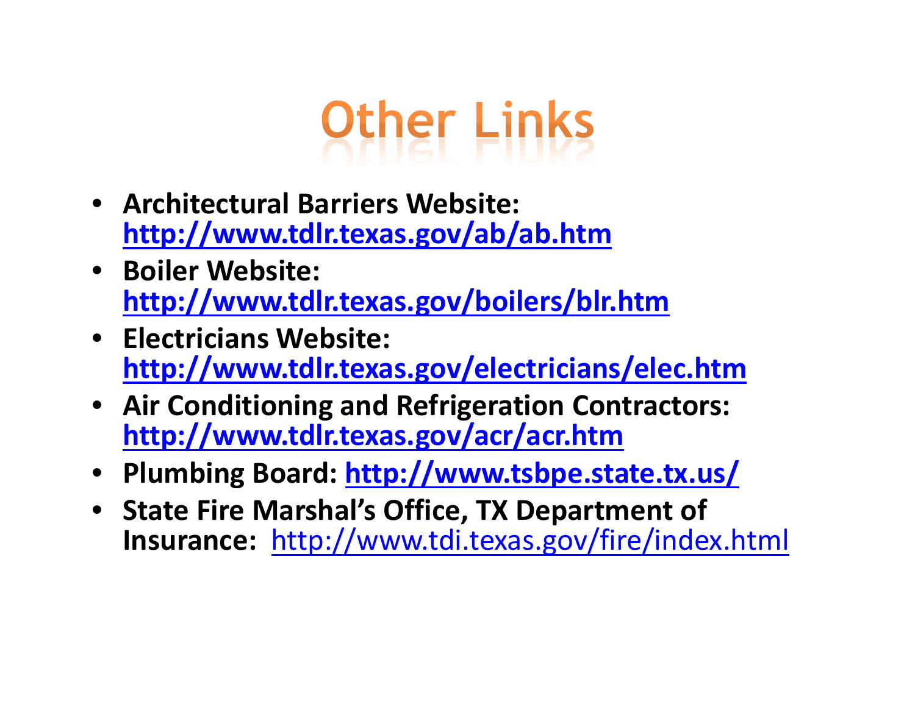# Other Links

- **Architectural Barriers Website:** **http://www.tdlr.texas.gov/ab/ab.htm**
- **Boiler Website:** **http://www.tdlr.texas.gov/boilers/blr.htm**
- **Electricians Website:** **http://www.tdlr.texas.gov/electricians/elec.htm**
- **Air Conditioning and Refrigeration Contractors:** **http://www.tdlr.texas.gov/acr/acr.htm**
- **Plumbing Board:** **http://www.tsbpe.state.tx.us/**
- **State Fire Marshal's Office, TX Department of Insurance:** http://www.tdi.texas.gov/fire/index.html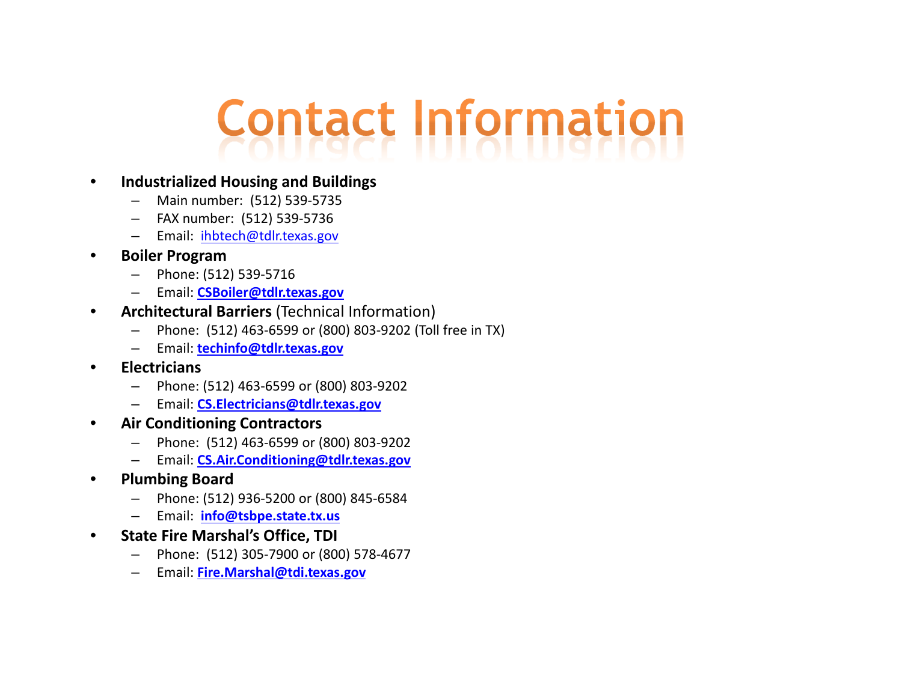# Contact Information

- **Industrialized Housing and Buildings**
  - Main number: (512) 539-5735
  - FAX number: (512) 539-5736
  - Email: ihbtech@tdlr.texas.gov
- **Boiler Program**
  - Phone: (512) 539-5716
  - Email: **CSBoiler@tdlr.texas.gov**
- **Architectural Barriers** (Technical Information)
  - Phone: (512) 463-6599 or (800) 803-9202 (Toll free in TX)
  - Email: **techinfo@tdlr.texas.gov**
- **Electricians**
  - Phone: (512) 463-6599 or (800) 803-9202
  - Email: **CS.Electricians@tdlr.texas.gov**
- **Air Conditioning Contractors**
  - Phone: (512) 463-6599 or (800) 803-9202
  - Email: **CS.Air.Conditioning@tdlr.texas.gov**
- **Plumbing Board**
  - Phone: (512) 936-5200 or (800) 845-6584
  - Email: **info@tsbpe.state.tx.us**
- **State Fire Marshal's Office, TDI**
  - Phone: (512) 305-7900 or (800) 578-4677
  - Email: **Fire.Marshal@tdi.texas.gov**